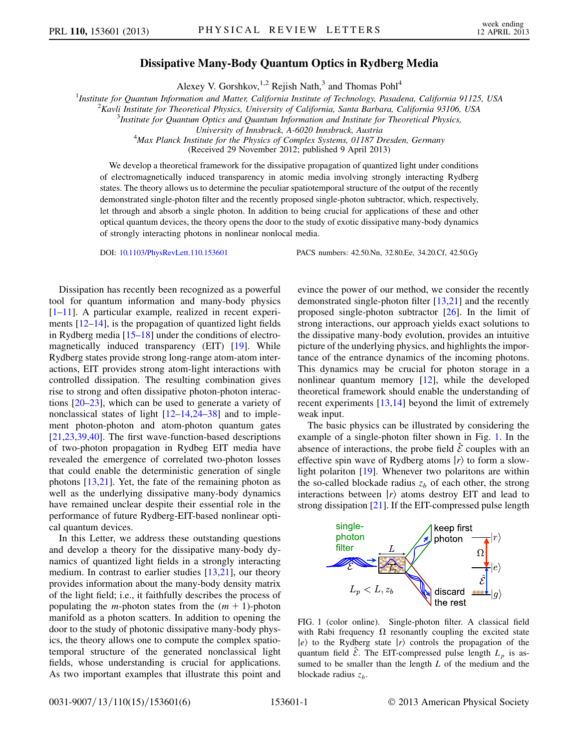# Dissipative Many-Body Quantum Optics in Rydberg Media

Alexey V. Gorshkov,[1,2] Rejish Nath,[3] and Thomas Pohl[4]

[1]Institute for Quantum Information and Matter, California Institute of Technology, Pasadena, California 91125, USA
[2]Kavli Institute for Theoretical Physics, University of California, Santa Barbara, California 93106, USA
[3]Institute for Quantum Optics and Quantum Information and Institute for Theoretical Physics, University of Innsbruck, A-6020 Innsbruck, Austria
[4]Max Planck Institute for the Physics of Complex Systems, 01187 Dresden, Germany

(Received 29 November 2012; published 9 April 2013)

We develop a theoretical framework for the dissipative propagation of quantized light under conditions of electromagnetically induced transparency in atomic media involving strongly interacting Rydberg states. The theory allows us to determine the peculiar spatiotemporal structure of the output of the recently demonstrated single-photon filter and the recently proposed single-photon subtractor, which, respectively, let through and absorb a single photon. In addition to being crucial for applications of these and other optical quantum devices, the theory opens the door to the study of exotic dissipative many-body dynamics of strongly interacting photons in nonlinear nonlocal media.

DOI: 10.1103/PhysRevLett.110.153601 PACS numbers: 42.50.Nn, 32.80.Ee, 34.20.Cf, 42.50.Gy

Dissipation has recently been recognized as a powerful tool for quantum information and many-body physics [1–11]. A particular example, realized in recent experiments [12–14], is the propagation of quantized light fields in Rydberg media [15–18] under the conditions of electromagnetically induced transparency (EIT) [19]. While Rydberg states provide strong long-range atom-atom interactions, EIT provides strong atom-light interactions with controlled dissipation. The resulting combination gives rise to strong and often dissipative photon-photon interactions [20–23], which can be used to generate a variety of nonclassical states of light [12–14,24–38] and to implement photon-photon and atom-photon quantum gates [21,23,39,40]. The first wave-function-based descriptions of two-photon propagation in Rydbeg EIT media have revealed the emergence of correlated two-photon losses that could enable the deterministic generation of single photons [13,21]. Yet, the fate of the remaining photon as well as the underlying dissipative many-body dynamics have remained unclear despite their essential role in the performance of future Rydberg-EIT-based nonlinear optical quantum devices.

In this Letter, we address these outstanding questions and develop a theory for the dissipative many-body dynamics of quantized light fields in a strongly interacting medium. In contrast to earlier studies [13,21], our theory provides information about the many-body density matrix of the light field; i.e., it faithfully describes the process of populating the $m$-photon states from the $(m+1)$-photon manifold as a photon scatters. In addition to opening the door to the study of photonic dissipative many-body physics, the theory allows one to compute the complex spatiotemporal structure of the generated nonclassical light fields, whose understanding is crucial for applications. As two important examples that illustrate this point and evince the power of our method, we consider the recently demonstrated single-photon filter [13,21] and the recently proposed single-photon subtractor [26]. In the limit of strong interactions, our approach yields exact solutions to the dissipative many-body evolution, provides an intuitive picture of the underlying physics, and highlights the importance of the entrance dynamics of the incoming photons. This dynamics may be crucial for photon storage in a nonlinear quantum memory [12], while the developed theoretical framework should enable the understanding of recent experiments [13,14] beyond the limit of extremely weak input.

The basic physics can be illustrated by considering the example of a single-photon filter shown in Fig. 1. In the absence of interactions, the probe field $\hat{\mathcal{E}}$ couples with an effective spin wave of Rydberg atoms $|r\rangle$ to form a slow-light polariton [19]. Whenever two polaritons are within the so-called blockade radius $z_b$ of each other, the strong interactions between $|r\rangle$ atoms destroy EIT and lead to strong dissipation [21]. If the EIT-compressed pulse length

FIG. 1 (color online). Single-photon filter. A classical field with Rabi frequency $\Omega$ resonantly coupling the excited state $|e\rangle$ to the Rydberg state $|r\rangle$ controls the propagation of the quantum field $\hat{\mathcal{E}}$. The EIT-compressed pulse length $L_p$ is assumed to be smaller than the length $L$ of the medium and the blockade radius $z_b$.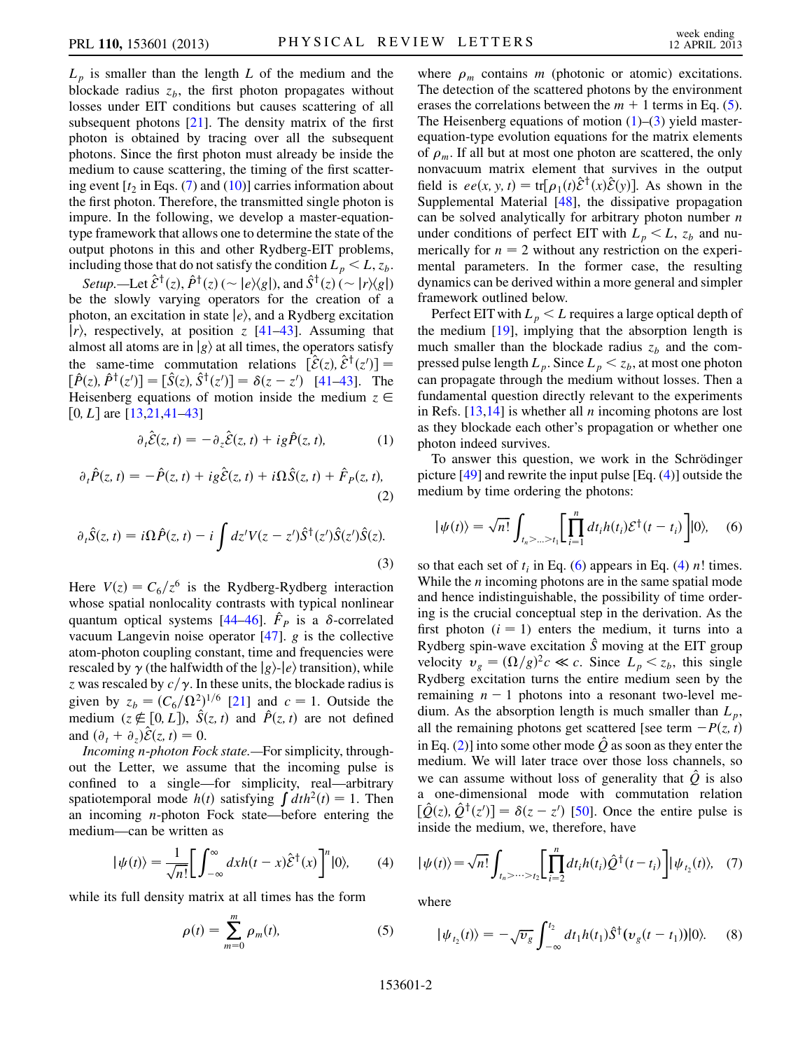$L_p$ is smaller than the length $L$ of the medium and the blockade radius $z_b$, the first photon propagates without losses under EIT conditions but causes scattering of all subsequent photons [21]. The density matrix of the first photon is obtained by tracing over all the subsequent photons. Since the first photon must already be inside the medium to cause scattering, the timing of the first scattering event [$t_2$ in Eqs. (7) and (10)] carries information about the first photon. Therefore, the transmitted single photon is impure. In the following, we develop a master-equation-type framework that allows one to determine the state of the output photons in this and other Rydberg-EIT problems, including those that do not satisfy the condition $L_p < L, z_b$.

*Setup.*—Let $\hat{\mathcal{E}}^\dagger(z)$, $\hat{P}^\dagger(z)$ ($\sim |e\rangle\langle g|$), and $\hat{S}^\dagger(z)$ ($\sim |r\rangle\langle g|$) be the slowly varying operators for the creation of a photon, an excitation in state $|e\rangle$, and a Rydberg excitation $|r\rangle$, respectively, at position $z$ [41–43]. Assuming that almost all atoms are in $|g\rangle$ at all times, the operators satisfy the same-time commutation relations $[\hat{\mathcal{E}}(z), \hat{\mathcal{E}}^\dagger(z')] = [\hat{P}(z), \hat{P}^\dagger(z')] = [\hat{S}(z), \hat{S}^\dagger(z')] = \delta(z - z')$ [41–43]. The Heisenberg equations of motion inside the medium $z \in [0, L]$ are [13,21,41–43]

$$\partial_t \hat{\mathcal{E}}(z,t) = -\partial_z \hat{\mathcal{E}}(z,t) + ig\hat{P}(z,t), \tag{1}$$

$$\partial_t \hat{P}(z,t) = -\hat{P}(z,t) + ig\hat{\mathcal{E}}(z,t) + i\Omega\hat{S}(z,t) + \hat{F}_P(z,t), \tag{2}$$

$$\partial_t \hat{S}(z,t) = i\Omega\hat{P}(z,t) - i\int dz' V(z-z')\hat{S}^\dagger(z')\hat{S}(z')\hat{S}(z). \tag{3}$$

Here $V(z) = C_6/z^6$ is the Rydberg-Rydberg interaction whose spatial nonlocality contrasts with typical nonlinear quantum optical systems [44–46]. $\hat{F}_P$ is a $\delta$-correlated vacuum Langevin noise operator [47]. $g$ is the collective atom-photon coupling constant, time and frequencies were rescaled by $\gamma$ (the halfwidth of the $|g\rangle$-$|e\rangle$ transition), while $z$ was rescaled by $c/\gamma$. In these units, the blockade radius is given by $z_b = (C_6/\Omega^2)^{1/6}$ [21] and $c = 1$. Outside the medium ($z \notin [0, L]$), $\hat{S}(z,t)$ and $\hat{P}(z,t)$ are not defined and $(\partial_t + \partial_z)\hat{\mathcal{E}}(z,t) = 0$.

*Incoming n-photon Fock state.*—For simplicity, throughout the Letter, we assume that the incoming pulse is confined to a single—for simplicity, real—arbitrary spatiotemporal mode $h(t)$ satisfying $\int dt h^2(t) = 1$. Then an incoming $n$-photon Fock state—before entering the medium—can be written as

$$|\psi(t)\rangle = \frac{1}{\sqrt{n!}}\left[\int_{-\infty}^{\infty} dx h(t-x)\hat{\mathcal{E}}^\dagger(x)\right]^n |0\rangle, \tag{4}$$

while its full density matrix at all times has the form

$$\rho(t) = \sum_{m=0}^{m} \rho_m(t), \tag{5}$$

where $\rho_m$ contains $m$ (photonic or atomic) excitations. The detection of the scattered photons by the environment erases the correlations between the $m+1$ terms in Eq. (5). The Heisenberg equations of motion (1)–(3) yield master-equation-type evolution equations for the matrix elements of $\rho_m$. If all but at most one photon are scattered, the only nonvacuum matrix element that survives in the output field is $ee(x,y,t) = \mathrm{tr}[\rho_1(t)\hat{\mathcal{E}}^\dagger(x)\hat{\mathcal{E}}(y)]$. As shown in the Supplemental Material [48], the dissipative propagation can be solved analytically for arbitrary photon number $n$ under conditions of perfect EIT with $L_p < L$, $z_b$ and numerically for $n = 2$ without any restriction on the experimental parameters. In the former case, the resulting dynamics can be derived within a more general and simpler framework outlined below.

Perfect EIT with $L_p < L$ requires a large optical depth of the medium [19], implying that the absorption length is much smaller than the blockade radius $z_b$ and the compressed pulse length $L_p$. Since $L_p < z_b$, at most one photon can propagate through the medium without losses. Then a fundamental question directly relevant to the experiments in Refs. [13,14] is whether all $n$ incoming photons are lost as they blockade each other's propagation or whether one photon indeed survives.

To answer this question, we work in the Schrödinger picture [49] and rewrite the input pulse [Eq. (4)] outside the medium by time ordering the photons:

$$|\psi(t)\rangle = \sqrt{n!}\int_{t_n > \ldots > t_1}\left[\prod_{i=1}^{n} dt_i h(t_i)\mathcal{E}^\dagger(t-t_i)\right]|0\rangle, \tag{6}$$

so that each set of $t_i$ in Eq. (6) appears in Eq. (4) $n!$ times. While the $n$ incoming photons are in the same spatial mode and hence indistinguishable, the possibility of time ordering is the crucial conceptual step in the derivation. As the first photon ($i = 1$) enters the medium, it turns into a Rydberg spin-wave excitation $\hat{S}$ moving at the EIT group velocity $v_g = (\Omega/g)^2 c \ll c$. Since $L_p < z_b$, this single Rydberg excitation turns the entire medium seen by the remaining $n-1$ photons into a resonant two-level medium. As the absorption length is much smaller than $L_p$, all the remaining photons get scattered [see term $-P(z,t)$ in Eq. (2)] into some other mode $\hat{Q}$ as soon as they enter the medium. We will later trace over those loss channels, so we can assume without loss of generality that $\hat{Q}$ is also a one-dimensional mode with commutation relation $[\hat{Q}(z), \hat{Q}^\dagger(z')] = \delta(z-z')$ [50]. Once the entire pulse is inside the medium, we, therefore, have

$$|\psi(t)\rangle = \sqrt{n!}\int_{t_n > \cdots > t_2}\left[\prod_{i=2}^{n} dt_i h(t_i)\hat{Q}^\dagger(t-t_i)\right]|\psi_{t_2}(t)\rangle, \tag{7}$$

where

$$|\psi_{t_2}(t)\rangle = -\sqrt{v_g}\int_{-\infty}^{t_2} dt_1 h(t_1)\hat{S}^\dagger(v_g(t-t_1))|0\rangle. \tag{8}$$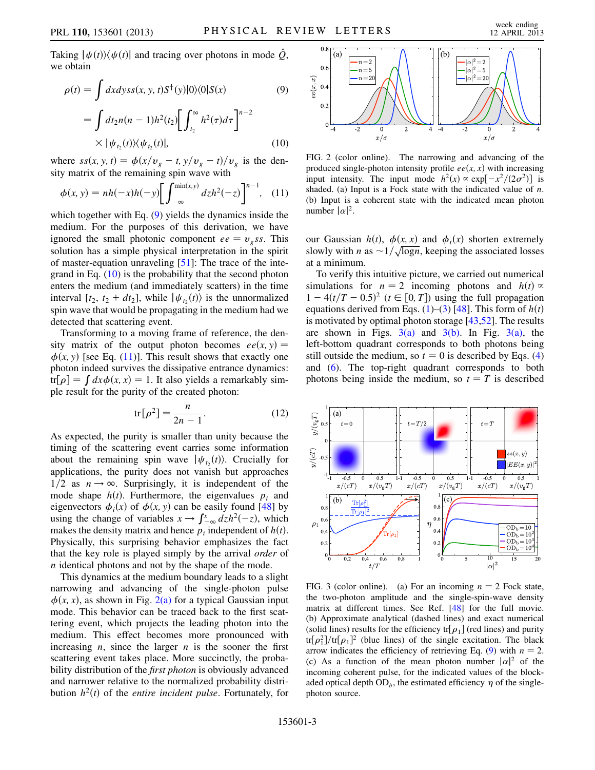Taking $|\psi(t)\rangle\langle\psi(t)|$ and tracing over photons in mode $\hat{Q}$, we obtain

$$\rho(t) = \int dxdyss(x,y,t)S^\dagger(y)|0\rangle\langle 0|S(x) \tag{9}$$

$$= \int dt_2 n(n-1)h^2(t_2)\left[\int_{t_2}^{\infty} h^2(\tau)d\tau\right]^{n-2} \times |\psi_{t_2}(t)\rangle\langle\psi_{t_2}(t)|, \tag{10}$$

where $ss(x,y,t) = \phi(x/v_g - t, y/v_g - t)/v_g$ is the density matrix of the remaining spin wave with

$$\phi(x,y) = nh(-x)h(-y)\left[\int_{-\infty}^{\min(x,y)} dz h^2(-z)\right]^{n-1}, \tag{11}$$

which together with Eq. (9) yields the dynamics inside the medium. For the purposes of this derivation, we have ignored the small photonic component $ee = v_g ss$. This solution has a simple physical interpretation in the spirit of master-equation unraveling [51]: The trace of the integrand in Eq. (10) is the probability that the second photon enters the medium (and immediately scatters) in the time interval $[t_2, t_2 + dt_2]$, while $|\psi_{t_2}(t)\rangle$ is the unnormalized spin wave that would be propagating in the medium had we detected that scattering event.

Transforming to a moving frame of reference, the density matrix of the output photon becomes $ee(x,y) = \phi(x,y)$ [see Eq. (11)]. This result shows that exactly one photon indeed survives the dissipative entrance dynamics: $\mathrm{tr}[\rho] = \int dx \phi(x,x) = 1$. It also yields a remarkably simple result for the purity of the created photon:

$$\mathrm{tr}[\rho^2] = \frac{n}{2n-1}. \tag{12}$$

As expected, the purity is smaller than unity because the timing of the scattering event carries some information about the remaining spin wave $|\psi_{t_2}(t)\rangle$. Crucially for applications, the purity does not vanish but approaches $1/2$ as $n \to \infty$. Surprisingly, it is independent of the mode shape $h(t)$. Furthermore, the eigenvalues $p_i$ and eigenvectors $\phi_i(x)$ of $\phi(x,y)$ can be easily found [48] by using the change of variables $x \to \int_{-\infty}^{x} dz h^2(-z)$, which makes the density matrix and hence $p_i$ independent of $h(t)$. Physically, this surprising behavior emphasizes the fact that the key role is played simply by the arrival *order* of $n$ identical photons and not by the shape of the mode.

This dynamics at the medium boundary leads to a slight narrowing and advancing of the single-photon pulse $\phi(x,x)$, as shown in Fig. 2(a) for a typical Gaussian input mode. This behavior can be traced back to the first scattering event, which projects the leading photon into the medium. This effect becomes more pronounced with increasing $n$, since the larger $n$ is the sooner the first scattering event takes place. More succinctly, the probability distribution of the *first photon* is obviously advanced and narrower relative to the normalized probability distribution $h^2(t)$ of the *entire incident pulse*. Fortunately, for our Gaussian $h(t)$, $\phi(x,x)$ and $\phi_i(x)$ shorten extremely slowly with $n$ as $\sim 1/\sqrt{\log n}$, keeping the associated losses at a minimum.

FIG. 2 (color online). The narrowing and advancing of the produced single-photon intensity profile $ee(x,x)$ with increasing input intensity. The input mode $h^2(x) \propto \exp[-x^2/(2\sigma^2)]$ is shaded. (a) Input is a Fock state with the indicated value of $n$. (b) Input is a coherent state with the indicated mean photon number $|\alpha|^2$.

To verify this intuitive picture, we carried out numerical simulations for $n = 2$ incoming photons and $h(t) \propto 1 - 4(t/T - 0.5)^2$ ($t \in [0, T]$) using the full propagation equations derived from Eqs. (1)–(3) [48]. This form of $h(t)$ is motivated by optimal photon storage [43,52]. The results are shown in Figs. 3(a) and 3(b). In Fig. 3(a), the left-bottom quadrant corresponds to both photons being still outside the medium, so $t = 0$ is described by Eqs. (4) and (6). The top-right quadrant corresponds to both photons being inside the medium, so $t = T$ is described

FIG. 3 (color online). (a) For an incoming $n = 2$ Fock state, the two-photon amplitude and the single-spin-wave density matrix at different times. See Ref. [48] for the full movie. (b) Approximate analytical (dashed lines) and exact numerical (solid lines) results for the efficiency $\mathrm{tr}[\rho_1]$ (red lines) and purity $\mathrm{tr}[\rho_1^2]/\mathrm{tr}[\rho_1]^2$ (blue lines) of the single excitation. The black arrow indicates the efficiency of retrieving Eq. (9) with $n = 2$. (c) As a function of the mean photon number $|\alpha|^2$ of the incoming coherent pulse, for the indicated values of the blockaded optical depth $\mathrm{OD}_b$, the estimated efficiency $\eta$ of the single-photon source.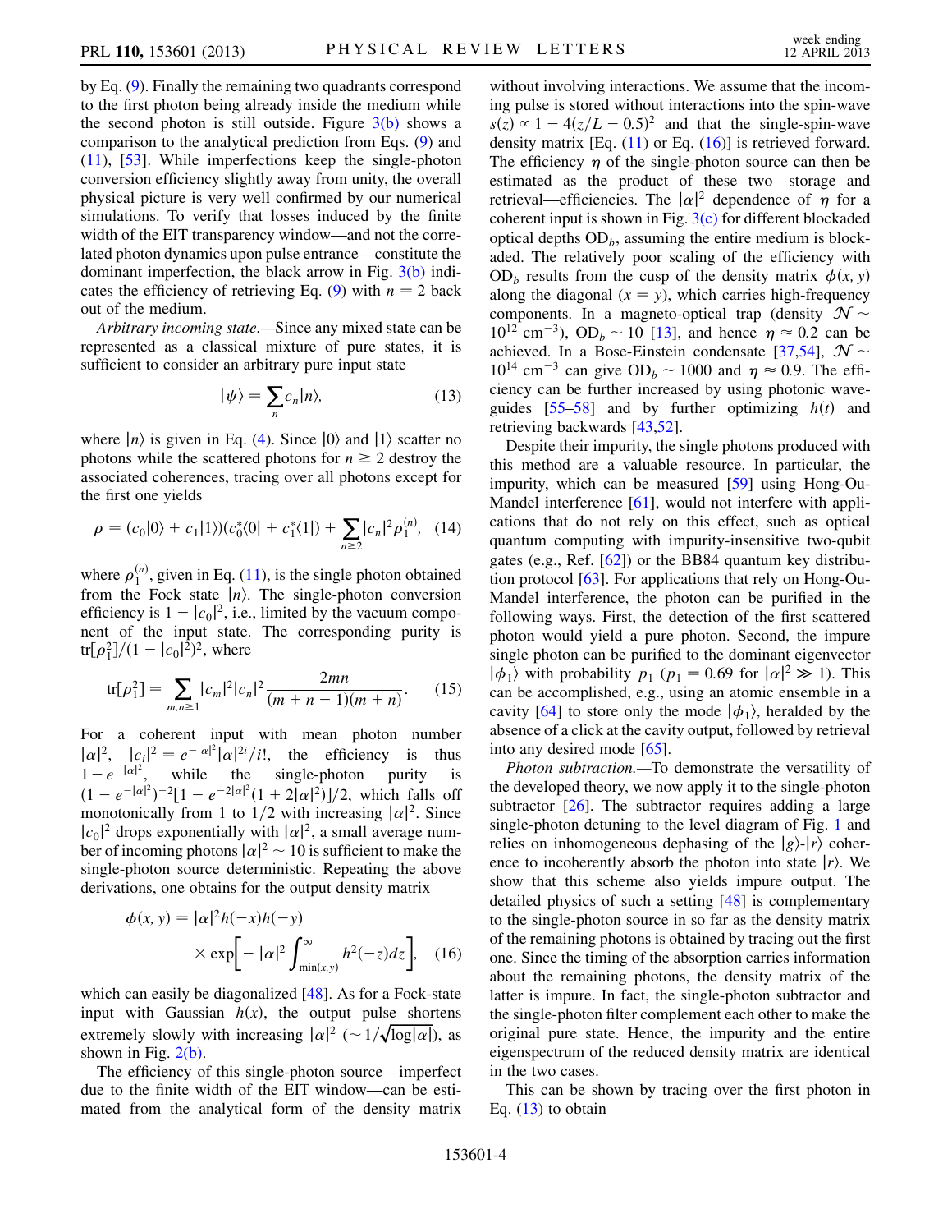by Eq. (9). Finally the remaining two quadrants correspond to the first photon being already inside the medium while the second photon is still outside. Figure 3(b) shows a comparison to the analytical prediction from Eqs. (9) and (11), [53]. While imperfections keep the single-photon conversion efficiency slightly away from unity, the overall physical picture is very well confirmed by our numerical simulations. To verify that losses induced by the finite width of the EIT transparency window—and not the correlated photon dynamics upon pulse entrance—constitute the dominant imperfection, the black arrow in Fig. 3(b) indicates the efficiency of retrieving Eq. (9) with $n = 2$ back out of the medium.

*Arbitrary incoming state.*—Since any mixed state can be represented as a classical mixture of pure states, it is sufficient to consider an arbitrary pure input state

$$|\psi\rangle = \sum_n c_n |n\rangle, \tag{13}$$

where $|n\rangle$ is given in Eq. (4). Since $|0\rangle$ and $|1\rangle$ scatter no photons while the scattered photons for $n \geq 2$ destroy the associated coherences, tracing over all photons except for the first one yields

$$\rho = (c_0|0\rangle + c_1|1\rangle)(c_0^*\langle 0| + c_1^*\langle 1|) + \sum_{n\geq 2} |c_n|^2 \rho_1^{(n)}, \tag{14}$$

where $\rho_1^{(n)}$, given in Eq. (11), is the single photon obtained from the Fock state $|n\rangle$. The single-photon conversion efficiency is $1 - |c_0|^2$, i.e., limited by the vacuum component of the input state. The corresponding purity is $\text{tr}[\rho_1^2]/(1 - |c_0|^2)^2$, where

$$\text{tr}[\rho_1^2] = \sum_{m,n\geq 1} |c_m|^2 |c_n|^2 \frac{2mn}{(m+n-1)(m+n)}. \tag{15}$$

For a coherent input with mean photon number $|\alpha|^2$, $|c_i|^2 = e^{-|\alpha|^2}|\alpha|^{2i}/i!$, the efficiency is thus $1 - e^{-|\alpha|^2}$, while the single-photon purity is $(1 - e^{-|\alpha|^2})^{-2}[1 - e^{-2|\alpha|^2}(1 + 2|\alpha|^2)]/2$, which falls off monotonically from 1 to 1/2 with increasing $|\alpha|^2$. Since $|c_0|^2$ drops exponentially with $|\alpha|^2$, a small average number of incoming photons $|\alpha|^2 \sim 10$ is sufficient to make the single-photon source deterministic. Repeating the above derivations, one obtains for the output density matrix

$$\phi(x, y) = |\alpha|^2 h(-x) h(-y) \times \exp\left[-|\alpha|^2 \int_{\min(x,y)}^{\infty} h^2(-z) dz\right], \tag{16}$$

which can easily be diagonalized [48]. As for a Fock-state input with Gaussian $h(x)$, the output pulse shortens extremely slowly with increasing $|\alpha|^2$ ($\sim 1/\sqrt{\log|\alpha|}$), as shown in Fig. 2(b).

The efficiency of this single-photon source—imperfect due to the finite width of the EIT window—can be estimated from the analytical form of the density matrix without involving interactions. We assume that the incoming pulse is stored without interactions into the spin-wave $s(z) \propto 1 - 4(z/L - 0.5)^2$ and that the single-spin-wave density matrix [Eq. (11) or Eq. (16)] is retrieved forward. The efficiency $\eta$ of the single-photon source can then be estimated as the product of these two—storage and retrieval—efficiencies. The $|\alpha|^2$ dependence of $\eta$ for a coherent input is shown in Fig. 3(c) for different blockaded optical depths $\text{OD}_b$, assuming the entire medium is blockaded. The relatively poor scaling of the efficiency with $\text{OD}_b$ results from the cusp of the density matrix $\phi(x, y)$ along the diagonal ($x = y$), which carries high-frequency components. In a magneto-optical trap (density $\mathcal{N} \sim 10^{12}$ cm$^{-3}$), $\text{OD}_b \sim 10$ [13], and hence $\eta \approx 0.2$ can be achieved. In a Bose-Einstein condensate [37,54], $\mathcal{N} \sim 10^{14}$ cm$^{-3}$ can give $\text{OD}_b \sim 1000$ and $\eta \approx 0.9$. The efficiency can be further increased by using photonic waveguides [55–58] and by further optimizing $h(t)$ and retrieving backwards [43,52].

Despite their impurity, the single photons produced with this method are a valuable resource. In particular, the impurity, which can be measured [59] using Hong-Ou-Mandel interference [61], would not interfere with applications that do not rely on this effect, such as optical quantum computing with impurity-insensitive two-qubit gates (e.g., Ref. [62]) or the BB84 quantum key distribution protocol [63]. For applications that rely on Hong-Ou-Mandel interference, the photon can be purified in the following ways. First, the detection of the first scattered photon would yield a pure photon. Second, the impure single photon can be purified to the dominant eigenvector $|\phi_1\rangle$ with probability $p_1$ ($p_1 = 0.69$ for $|\alpha|^2 \gg 1$). This can be accomplished, e.g., using an atomic ensemble in a cavity [64] to store only the mode $|\phi_1\rangle$, heralded by the absence of a click at the cavity output, followed by retrieval into any desired mode [65].

*Photon subtraction.*—To demonstrate the versatility of the developed theory, we now apply it to the single-photon subtractor [26]. The subtractor requires adding a large single-photon detuning to the level diagram of Fig. 1 and relies on inhomogeneous dephasing of the $|g\rangle$-$|r\rangle$ coherence to incoherently absorb the photon into state $|r\rangle$. We show that this scheme also yields impure output. The detailed physics of such a setting [48] is complementary to the single-photon source in so far as the density matrix of the remaining photons is obtained by tracing out the first one. Since the timing of the absorption carries information about the remaining photons, the density matrix of the latter is impure. In fact, the single-photon subtractor and the single-photon filter complement each other to make the original pure state. Hence, the impurity and the entire eigenspectrum of the reduced density matrix are identical in the two cases.

This can be shown by tracing over the first photon in Eq. (13) to obtain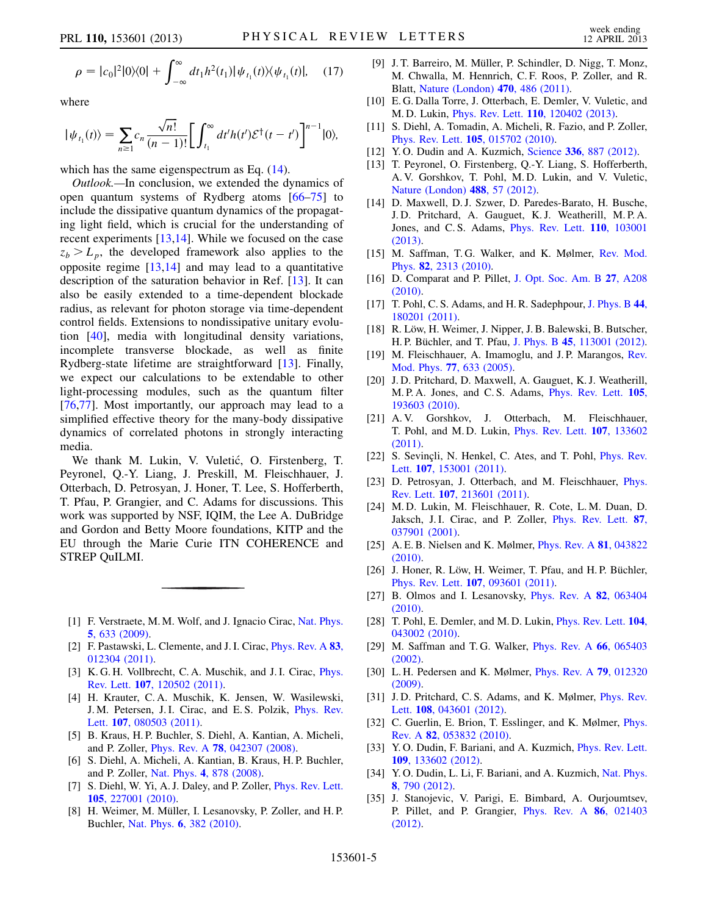$$\rho = |c_0|^2|0\rangle\langle 0| + \int_{-\infty}^{\infty} dt_1 h^2(t_1)|\psi_{t_1}(t)\rangle\langle\psi_{t_1}(t)|, \quad (17)$$

where

$$|\psi_{t_1}(t)\rangle = \sum_{n\geq 1} c_n \frac{\sqrt{n!}}{(n-1)!}\left[\int_{t_1}^{\infty} dt' h(t')\mathcal{E}^\dagger(t-t')\right]^{n-1}|0\rangle,$$

which has the same eigenspectrum as Eq. (14).

*Outlook.*—In conclusion, we extended the dynamics of open quantum systems of Rydberg atoms [66–75] to include the dissipative quantum dynamics of the propagating light field, which is crucial for the understanding of recent experiments [13,14]. While we focused on the case $z_b > L_p$, the developed framework also applies to the opposite regime [13,14] and may lead to a quantitative description of the saturation behavior in Ref. [13]. It can also be easily extended to a time-dependent blockade radius, as relevant for photon storage via time-dependent control fields. Extensions to nondissipative unitary evolution [40], media with longitudinal density variations, incomplete transverse blockade, as well as finite Rydberg-state lifetime are straightforward [13]. Finally, we expect our calculations to be extendable to other light-processing modules, such as the quantum filter [76,77]. Most importantly, our approach may lead to a simplified effective theory for the many-body dissipative dynamics of correlated photons in strongly interacting media.

We thank M. Lukin, V. Vuletić, O. Firstenberg, T. Peyronel, Q.-Y. Liang, J. Preskill, M. Fleischhauer, J. Otterbach, D. Petrosyan, J. Honer, T. Lee, S. Hofferberth, T. Pfau, P. Grangier, and C. Adams for discussions. This work was supported by NSF, IQIM, the Lee A. DuBridge and Gordon and Betty Moore foundations, KITP and the EU through the Marie Curie ITN COHERENCE and STREP QuILMI.

---

[1] F. Verstraete, M. M. Wolf, and J. Ignacio Cirac, Nat. Phys. **5**, 633 (2009).
[2] F. Pastawski, L. Clemente, and J. I. Cirac, Phys. Rev. A **83**, 012304 (2011).
[3] K. G. H. Vollbrecht, C. A. Muschik, and J. I. Cirac, Phys. Rev. Lett. **107**, 120502 (2011).
[4] H. Krauter, C. A. Muschik, K. Jensen, W. Wasilewski, J. M. Petersen, J. I. Cirac, and E. S. Polzik, Phys. Rev. Lett. **107**, 080503 (2011).
[5] B. Kraus, H. P. Buchler, S. Diehl, A. Kantian, A. Micheli, and P. Zoller, Phys. Rev. A **78**, 042307 (2008).
[6] S. Diehl, A. Micheli, A. Kantian, B. Kraus, H. P. Buchler, and P. Zoller, Nat. Phys. **4**, 878 (2008).
[7] S. Diehl, W. Yi, A. J. Daley, and P. Zoller, Phys. Rev. Lett. **105**, 227001 (2010).
[8] H. Weimer, M. Müller, I. Lesanovsky, P. Zoller, and H. P. Buchler, Nat. Phys. **6**, 382 (2010).
[9] J. T. Barreiro, M. Müller, P. Schindler, D. Nigg, T. Monz, M. Chwalla, M. Hennrich, C. F. Roos, P. Zoller, and R. Blatt, Nature (London) **470**, 486 (2011).
[10] E. G. Dalla Torre, J. Otterbach, E. Demler, V. Vuletic, and M. D. Lukin, Phys. Rev. Lett. **110**, 120402 (2013).
[11] S. Diehl, A. Tomadin, A. Micheli, R. Fazio, and P. Zoller, Phys. Rev. Lett. **105**, 015702 (2010).
[12] Y. O. Dudin and A. Kuzmich, Science **336**, 887 (2012).
[13] T. Peyronel, O. Firstenberg, Q.-Y. Liang, S. Hofferberth, A. V. Gorshkov, T. Pohl, M. D. Lukin, and V. Vuletic, Nature (London) **488**, 57 (2012).
[14] D. Maxwell, D. J. Szwer, D. Paredes-Barato, H. Busche, J. D. Pritchard, A. Gauguet, K. J. Weatherill, M. P. A. Jones, and C. S. Adams, Phys. Rev. Lett. **110**, 103001 (2013).
[15] M. Saffman, T. G. Walker, and K. Mølmer, Rev. Mod. Phys. **82**, 2313 (2010).
[16] D. Comparat and P. Pillet, J. Opt. Soc. Am. B **27**, A208 (2010).
[17] T. Pohl, C. S. Adams, and H. R. Sadephpour, J. Phys. B **44**, 180201 (2011).
[18] R. Löw, H. Weimer, J. Nipper, J. B. Balewski, B. Butscher, H. P. Büchler, and T. Pfau, J. Phys. B **45**, 113001 (2012).
[19] M. Fleischhauer, A. Imamoglu, and J. P. Marangos, Rev. Mod. Phys. **77**, 633 (2005).
[20] J. D. Pritchard, D. Maxwell, A. Gauguet, K. J. Weatherill, M. P. A. Jones, and C. S. Adams, Phys. Rev. Lett. **105**, 193603 (2010).
[21] A. V. Gorshkov, J. Otterbach, M. Fleischhauer, T. Pohl, and M. D. Lukin, Phys. Rev. Lett. **107**, 133602 (2011).
[22] S. Sevinçli, N. Henkel, C. Ates, and T. Pohl, Phys. Rev. Lett. **107**, 153001 (2011).
[23] D. Petrosyan, J. Otterbach, and M. Fleischhauer, Phys. Rev. Lett. **107**, 213601 (2011).
[24] M. D. Lukin, M. Fleischhauer, R. Cote, L. M. Duan, D. Jaksch, J. I. Cirac, and P. Zoller, Phys. Rev. Lett. **87**, 037901 (2001).
[25] A. E. B. Nielsen and K. Mølmer, Phys. Rev. A **81**, 043822 (2010).
[26] J. Honer, R. Löw, H. Weimer, T. Pfau, and H. P. Büchler, Phys. Rev. Lett. **107**, 093601 (2011).
[27] B. Olmos and I. Lesanovsky, Phys. Rev. A **82**, 063404 (2010).
[28] T. Pohl, E. Demler, and M. D. Lukin, Phys. Rev. Lett. **104**, 043002 (2010).
[29] M. Saffman and T. G. Walker, Phys. Rev. A **66**, 065403 (2002).
[30] L. H. Pedersen and K. Mølmer, Phys. Rev. A **79**, 012320 (2009).
[31] J. D. Pritchard, C. S. Adams, and K. Mølmer, Phys. Rev. Lett. **108**, 043601 (2012).
[32] C. Guerlin, E. Brion, T. Esslinger, and K. Mølmer, Phys. Rev. A **82**, 053832 (2010).
[33] Y. O. Dudin, F. Bariani, and A. Kuzmich, Phys. Rev. Lett. **109**, 133602 (2012).
[34] Y. O. Dudin, L. Li, F. Bariani, and A. Kuzmich, Nat. Phys. **8**, 790 (2012).
[35] J. Stanojevic, V. Parigi, E. Bimbard, A. Ourjoumtsev, P. Pillet, and P. Grangier, Phys. Rev. A **86**, 021403 (2012).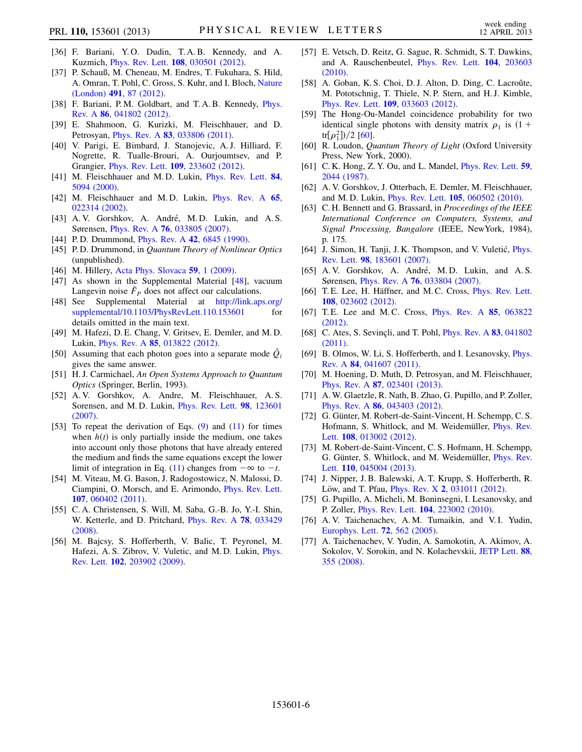[36] F. Bariani, Y. O. Dudin, T. A. B. Kennedy, and A. Kuzmich, Phys. Rev. Lett. **108**, 030501 (2012).

[37] P. Schauß, M. Cheneau, M. Endres, T. Fukuhara, S. Hild, A. Omran, T. Pohl, C. Gross, S. Kuhr, and I. Bloch, Nature (London) **491**, 87 (2012).

[38] F. Bariani, P. M. Goldbart, and T. A. B. Kennedy, Phys. Rev. A **86**, 041802 (2012).

[39] E. Shahmoon, G. Kurizki, M. Fleischhauer, and D. Petrosyan, Phys. Rev. A **83**, 033806 (2011).

[40] V. Parigi, E. Bimbard, J. Stanojevic, A. J. Hilliard, F. Nogrette, R. Tualle-Brouri, A. Ourjoumtsev, and P. Grangier, Phys. Rev. Lett. **109**, 233602 (2012).

[41] M. Fleischhauer and M. D. Lukin, Phys. Rev. Lett. **84**, 5094 (2000).

[42] M. Fleischhauer and M. D. Lukin, Phys. Rev. A **65**, 022314 (2002).

[43] A. V. Gorshkov, A. André, M. D. Lukin, and A. S. Sørensen, Phys. Rev. A **76**, 033805 (2007).

[44] P. D. Drummond, Phys. Rev. A **42**, 6845 (1990).

[45] P. D. Drummond, in *Quantum Theory of Nonlinear Optics* (unpublished).

[46] M. Hillery, Acta Phys. Slovaca **59**, 1 (2009).

[47] As shown in the Supplemental Material [48], vacuum Langevin noise $\hat{F}_P$ does not affect our calculations.

[48] See Supplemental Material at http://link.aps.org/supplemental/10.1103/PhysRevLett.110.153601 for details omitted in the main text.

[49] M. Hafezi, D. E. Chang, V. Gritsev, E. Demler, and M. D. Lukin, Phys. Rev. A **85**, 013822 (2012).

[50] Assuming that each photon goes into a separate mode $\hat{Q}_i$ gives the same answer.

[51] H. J. Carmichael, *An Open Systems Approach to Quantum Optics* (Springer, Berlin, 1993).

[52] A. V. Gorshkov, A. Andre, M. Fleischhauer, A. S. Sorensen, and M. D. Lukin, Phys. Rev. Lett. **98**, 123601 (2007).

[53] To repeat the derivation of Eqs. (9) and (11) for times when $h(t)$ is only partially inside the medium, one takes into account only those photons that have already entered the medium and finds the same equations except the lower limit of integration in Eq. (11) changes from $-\infty$ to $-t$.

[54] M. Viteau, M. G. Bason, J. Radogostowicz, N. Malossi, D. Ciampini, O. Morsch, and E. Arimondo, Phys. Rev. Lett. **107**, 060402 (2011).

[55] C. A. Christensen, S. Will, M. Saba, G.-B. Jo, Y.-I. Shin, W. Ketterle, and D. Pritchard, Phys. Rev. A **78**, 033429 (2008).

[56] M. Bajcsy, S. Hofferberth, V. Balic, T. Peyronel, M. Hafezi, A. S. Zibrov, V. Vuletic, and M. D. Lukin, Phys. Rev. Lett. **102**, 203902 (2009).

[57] E. Vetsch, D. Reitz, G. Sague, R. Schmidt, S. T. Dawkins, and A. Rauschenbeutel, Phys. Rev. Lett. **104**, 203603 (2010).

[58] A. Goban, K. S. Choi, D. J. Alton, D. Ding, C. Lacroûte, M. Pototschnig, T. Thiele, N. P. Stern, and H. J. Kimble, Phys. Rev. Lett. **109**, 033603 (2012).

[59] The Hong-Ou-Mandel coincidence probability for two identical single photons with density matrix $\rho_1$ is $(1 + \mathrm{tr}[\rho_1^2])/2$ [60].

[60] R. Loudon, *Quantum Theory of Light* (Oxford University Press, New York, 2000).

[61] C. K. Hong, Z. Y. Ou, and L. Mandel, Phys. Rev. Lett. **59**, 2044 (1987).

[62] A. V. Gorshkov, J. Otterbach, E. Demler, M. Fleischhauer, and M. D. Lukin, Phys. Rev. Lett. **105**, 060502 (2010).

[63] C. H. Bennett and G. Brassard, in *Proceedings of the IEEE International Conference on Computers, Systems, and Signal Processing, Bangalore* (IEEE, NewYork, 1984), p. 175.

[64] J. Simon, H. Tanji, J. K. Thompson, and V. Vuletić, Phys. Rev. Lett. **98**, 183601 (2007).

[65] A. V. Gorshkov, A. André, M. D. Lukin, and A. S. Sørensen, Phys. Rev. A **76**, 033804 (2007).

[66] T. E. Lee, H. Häffner, and M. C. Cross, Phys. Rev. Lett. **108**, 023602 (2012).

[67] T. E. Lee and M. C. Cross, Phys. Rev. A **85**, 063822 (2012).

[68] C. Ates, S. Sevinçli, and T. Pohl, Phys. Rev. A **83**, 041802 (2011).

[69] B. Olmos, W. Li, S. Hofferberth, and I. Lesanovsky, Phys. Rev. A **84**, 041607 (2011).

[70] M. Hoening, D. Muth, D. Petrosyan, and M. Fleischhauer, Phys. Rev. A **87**, 023401 (2013).

[71] A. W. Glaetzle, R. Nath, B. Zhao, G. Pupillo, and P. Zoller, Phys. Rev. A **86**, 043403 (2012).

[72] G. Günter, M. Robert-de-Saint-Vincent, H. Schempp, C. S. Hofmann, S. Whitlock, and M. Weidemüller, Phys. Rev. Lett. **108**, 013002 (2012).

[73] M. Robert-de-Saint-Vincent, C. S. Hofmann, H. Schempp, G. Günter, S. Whitlock, and M. Weidemüller, Phys. Rev. Lett. **110**, 045004 (2013).

[74] J. Nipper, J. B. Balewski, A. T. Krupp, S. Hofferberth, R. Löw, and T. Pfau, Phys. Rev. X **2**, 031011 (2012).

[75] G. Pupillo, A. Micheli, M. Boninsegni, I. Lesanovsky, and P. Zoller, Phys. Rev. Lett. **104**, 223002 (2010).

[76] A. V. Taichenachev, A. M. Tumaikin, and V. I. Yudin, Europhys. Lett. **72**, 562 (2005).

[77] A. Taichenachev, V. Yudin, A. Samokotin, A. Akimov, A. Sokolov, V. Sorokin, and N. Kolachevskii, JETP Lett. **88**, 355 (2008).